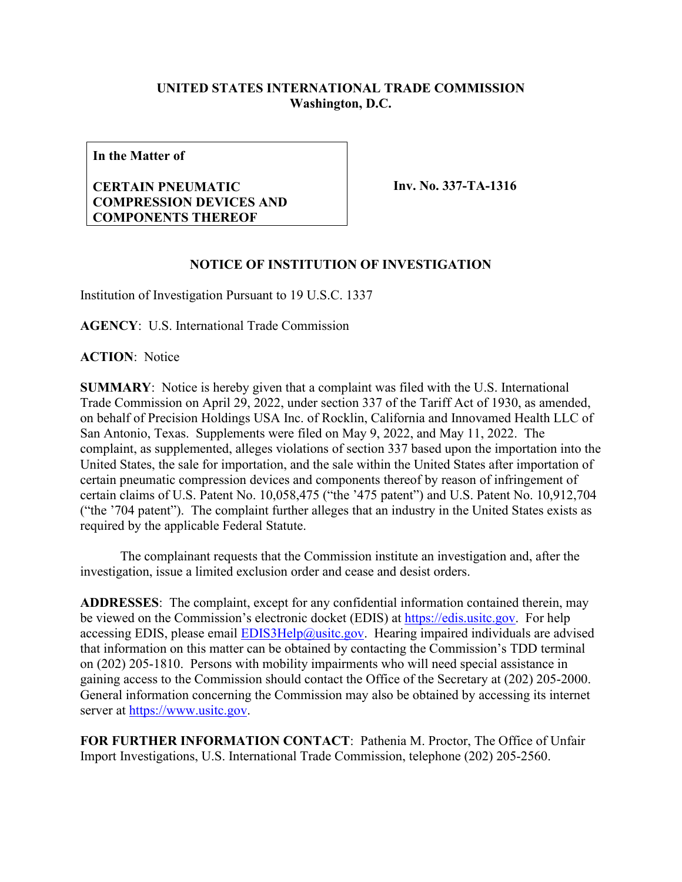**UNITED STATES INTERNATIONAL TRADE COMMISSION**
**Washington, D.C.**

| **In the Matter of**<br><br>**CERTAIN PNEUMATIC COMPRESSION DEVICES AND COMPONENTS THEREOF** | **Inv. No. 337-TA-1316** |
|---|---|

## NOTICE OF INSTITUTION OF INVESTIGATION

Institution of Investigation Pursuant to 19 U.S.C. 1337

**AGENCY**: U.S. International Trade Commission

**ACTION**: Notice

**SUMMARY**: Notice is hereby given that a complaint was filed with the U.S. International Trade Commission on April 29, 2022, under section 337 of the Tariff Act of 1930, as amended, on behalf of Precision Holdings USA Inc. of Rocklin, California and Innovamed Health LLC of San Antonio, Texas. Supplements were filed on May 9, 2022, and May 11, 2022. The complaint, as supplemented, alleges violations of section 337 based upon the importation into the United States, the sale for importation, and the sale within the United States after importation of certain pneumatic compression devices and components thereof by reason of infringement of certain claims of U.S. Patent No. 10,058,475 ("the '475 patent") and U.S. Patent No. 10,912,704 ("the '704 patent"). The complaint further alleges that an industry in the United States exists as required by the applicable Federal Statute.

The complainant requests that the Commission institute an investigation and, after the investigation, issue a limited exclusion order and cease and desist orders.

**ADDRESSES**: The complaint, except for any confidential information contained therein, may be viewed on the Commission's electronic docket (EDIS) at https://edis.usitc.gov. For help accessing EDIS, please email EDIS3Help@usitc.gov. Hearing impaired individuals are advised that information on this matter can be obtained by contacting the Commission's TDD terminal on (202) 205-1810. Persons with mobility impairments who will need special assistance in gaining access to the Commission should contact the Office of the Secretary at (202) 205-2000. General information concerning the Commission may also be obtained by accessing its internet server at https://www.usitc.gov.

**FOR FURTHER INFORMATION CONTACT**: Pathenia M. Proctor, The Office of Unfair Import Investigations, U.S. International Trade Commission, telephone (202) 205-2560.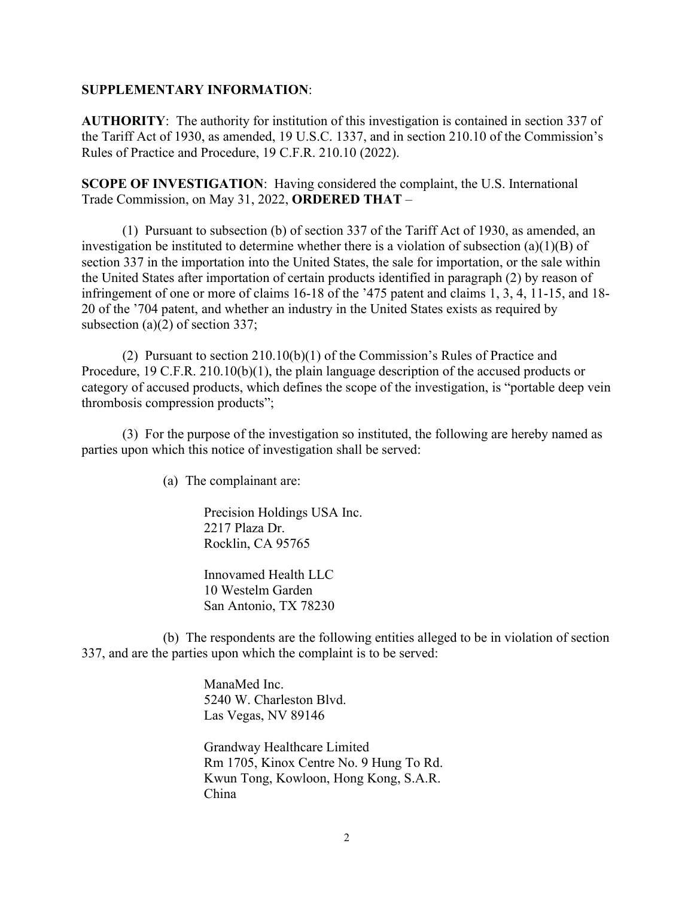**SUPPLEMENTARY INFORMATION**:

**AUTHORITY**: The authority for institution of this investigation is contained in section 337 of the Tariff Act of 1930, as amended, 19 U.S.C. 1337, and in section 210.10 of the Commission's Rules of Practice and Procedure, 19 C.F.R. 210.10 (2022).

**SCOPE OF INVESTIGATION**: Having considered the complaint, the U.S. International Trade Commission, on May 31, 2022, **ORDERED THAT** –

(1) Pursuant to subsection (b) of section 337 of the Tariff Act of 1930, as amended, an investigation be instituted to determine whether there is a violation of subsection (a)(1)(B) of section 337 in the importation into the United States, the sale for importation, or the sale within the United States after importation of certain products identified in paragraph (2) by reason of infringement of one or more of claims 16-18 of the '475 patent and claims 1, 3, 4, 11-15, and 18-20 of the '704 patent, and whether an industry in the United States exists as required by subsection (a)(2) of section 337;

(2) Pursuant to section 210.10(b)(1) of the Commission's Rules of Practice and Procedure, 19 C.F.R. 210.10(b)(1), the plain language description of the accused products or category of accused products, which defines the scope of the investigation, is "portable deep vein thrombosis compression products";

(3) For the purpose of the investigation so instituted, the following are hereby named as parties upon which this notice of investigation shall be served:

(a) The complainant are:

Precision Holdings USA Inc.
2217 Plaza Dr.
Rocklin, CA 95765

Innovamed Health LLC
10 Westelm Garden
San Antonio, TX 78230

(b) The respondents are the following entities alleged to be in violation of section 337, and are the parties upon which the complaint is to be served:

ManaMed Inc.
5240 W. Charleston Blvd.
Las Vegas, NV 89146

Grandway Healthcare Limited
Rm 1705, Kinox Centre No. 9 Hung To Rd.
Kwun Tong, Kowloon, Hong Kong, S.A.R.
China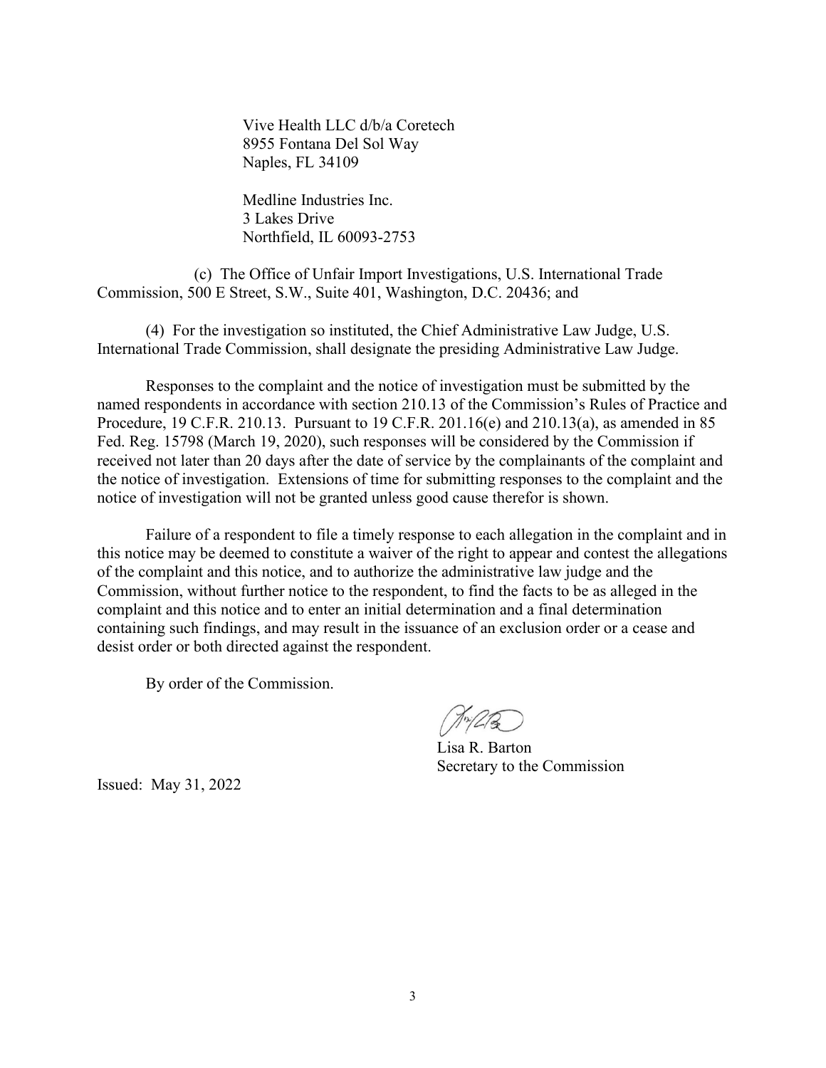Vive Health LLC d/b/a Coretech
8955 Fontana Del Sol Way
Naples, FL 34109

Medline Industries Inc.
3 Lakes Drive
Northfield, IL 60093-2753

(c) The Office of Unfair Import Investigations, U.S. International Trade Commission, 500 E Street, S.W., Suite 401, Washington, D.C. 20436; and

(4) For the investigation so instituted, the Chief Administrative Law Judge, U.S. International Trade Commission, shall designate the presiding Administrative Law Judge.

Responses to the complaint and the notice of investigation must be submitted by the named respondents in accordance with section 210.13 of the Commission's Rules of Practice and Procedure, 19 C.F.R. 210.13. Pursuant to 19 C.F.R. 201.16(e) and 210.13(a), as amended in 85 Fed. Reg. 15798 (March 19, 2020), such responses will be considered by the Commission if received not later than 20 days after the date of service by the complainants of the complaint and the notice of investigation. Extensions of time for submitting responses to the complaint and the notice of investigation will not be granted unless good cause therefor is shown.

Failure of a respondent to file a timely response to each allegation in the complaint and in this notice may be deemed to constitute a waiver of the right to appear and contest the allegations of the complaint and this notice, and to authorize the administrative law judge and the Commission, without further notice to the respondent, to find the facts to be as alleged in the complaint and this notice and to enter an initial determination and a final determination containing such findings, and may result in the issuance of an exclusion order or a cease and desist order or both directed against the respondent.

By order of the Commission.

Lisa R. Barton
Secretary to the Commission

Issued: May 31, 2022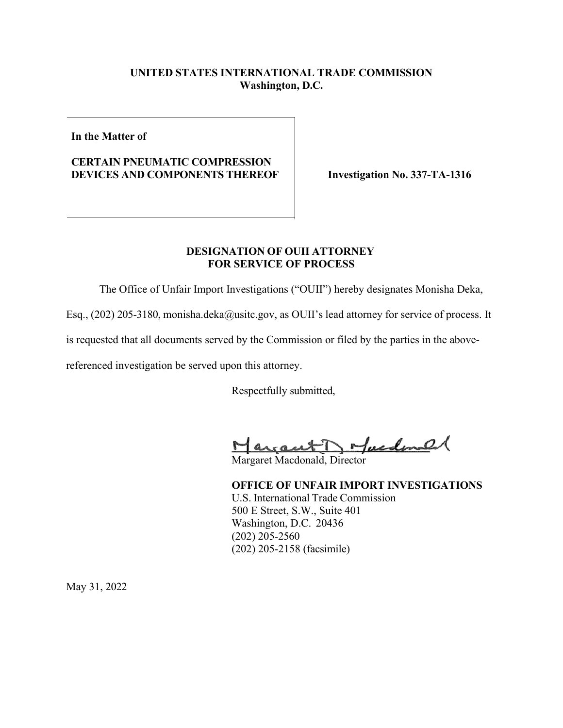**UNITED STATES INTERNATIONAL TRADE COMMISSION**
**Washington, D.C.**

**In the Matter of**

**CERTAIN PNEUMATIC COMPRESSION DEVICES AND COMPONENTS THEREOF**

**Investigation No. 337-TA-1316**

**DESIGNATION OF OUII ATTORNEY FOR SERVICE OF PROCESS**

The Office of Unfair Import Investigations ("OUII") hereby designates Monisha Deka, Esq., (202) 205-3180, monisha.deka@usitc.gov, as OUII's lead attorney for service of process. It is requested that all documents served by the Commission or filed by the parties in the above-referenced investigation be served upon this attorney.

Respectfully submitted,

Margaret Macdonald, Director

**OFFICE OF UNFAIR IMPORT INVESTIGATIONS**
U.S. International Trade Commission
500 E Street, S.W., Suite 401
Washington, D.C. 20436
(202) 205-2560
(202) 205-2158 (facsimile)

May 31, 2022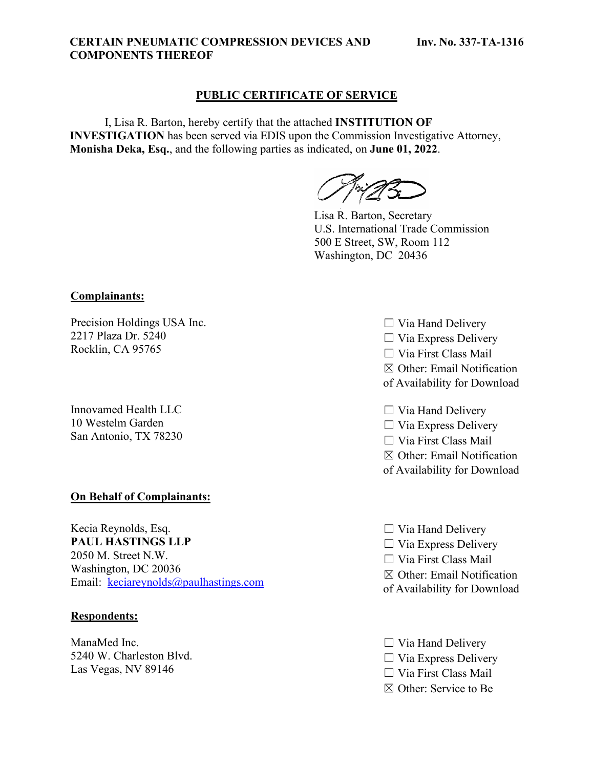**CERTAIN PNEUMATIC COMPRESSION DEVICES AND COMPONENTS THEREOF** **Inv. No. 337-TA-1316**

## PUBLIC CERTIFICATE OF SERVICE

I, Lisa R. Barton, hereby certify that the attached **INSTITUTION OF INVESTIGATION** has been served via EDIS upon the Commission Investigative Attorney, **Monisha Deka, Esq.**, and the following parties as indicated, on **June 01, 2022**.

Lisa R. Barton, Secretary
U.S. International Trade Commission
500 E Street, SW, Room 112
Washington, DC 20436

**Complainants:**

Precision Holdings USA Inc.
2217 Plaza Dr. 5240
Rocklin, CA 95765

☐ Via Hand Delivery
☐ Via Express Delivery
☐ Via First Class Mail
☒ Other: Email Notification of Availability for Download

Innovamed Health LLC
10 Westelm Garden
San Antonio, TX 78230

☐ Via Hand Delivery
☐ Via Express Delivery
☐ Via First Class Mail
☒ Other: Email Notification of Availability for Download

**On Behalf of Complainants:**

Kecia Reynolds, Esq.
**PAUL HASTINGS LLP**
2050 M. Street N.W.
Washington, DC 20036
Email: keciareynolds@paulhastings.com

☐ Via Hand Delivery
☐ Via Express Delivery
☐ Via First Class Mail
☒ Other: Email Notification of Availability for Download

**Respondents:**

ManaMed Inc.
5240 W. Charleston Blvd.
Las Vegas, NV 89146

☐ Via Hand Delivery
☐ Via Express Delivery
☐ Via First Class Mail
☒ Other: Service to Be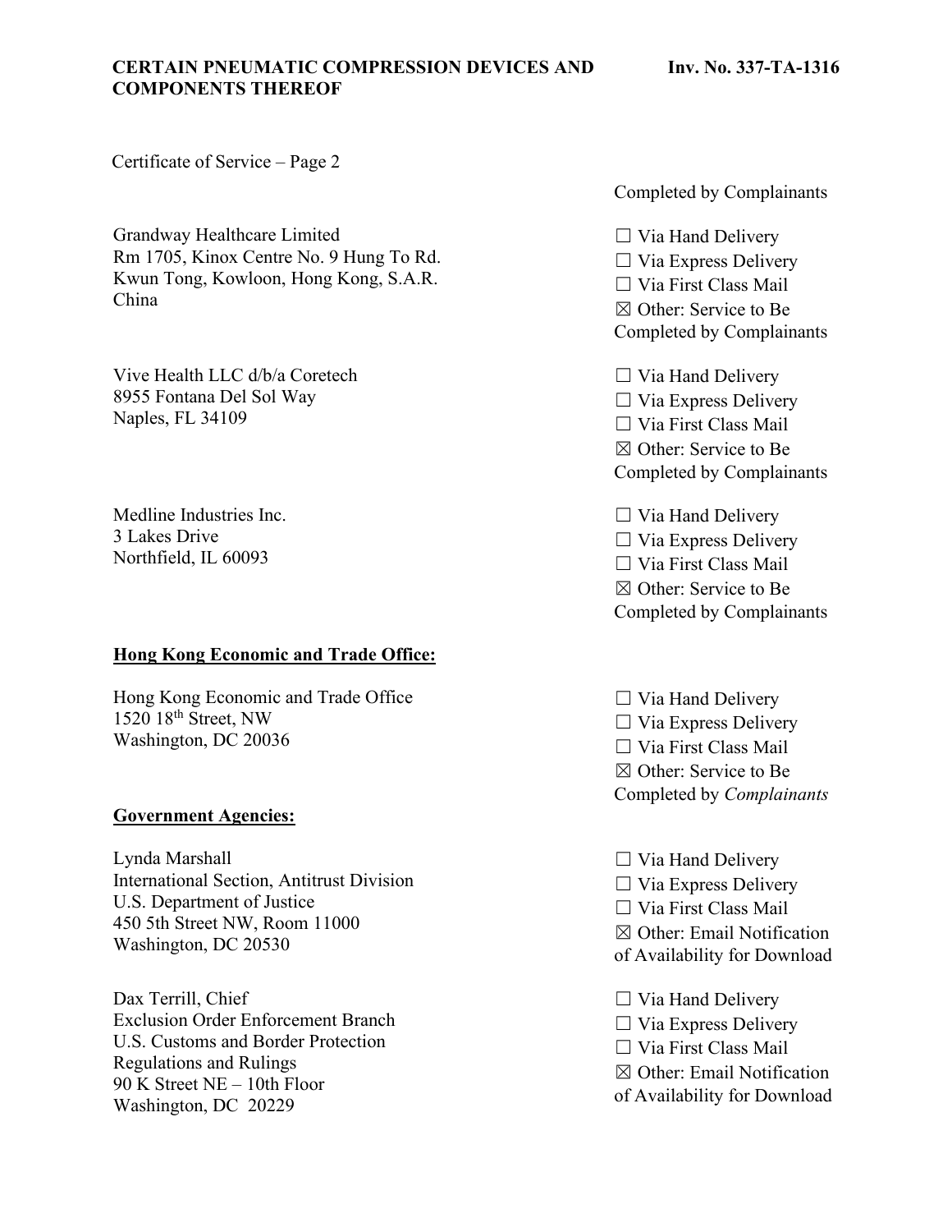Certificate of Service – Page 2

Completed by Complainants

| | |
|---|---|
| Grandway Healthcare Limited<br>Rm 1705, Kinox Centre No. 9 Hung To Rd.<br>Kwun Tong, Kowloon, Hong Kong, S.A.R.<br>China | ☐ Via Hand Delivery<br>☐ Via Express Delivery<br>☐ Via First Class Mail<br>☒ Other: Service to Be Completed by Complainants |
| Vive Health LLC d/b/a Coretech<br>8955 Fontana Del Sol Way<br>Naples, FL 34109 | ☐ Via Hand Delivery<br>☐ Via Express Delivery<br>☐ Via First Class Mail<br>☒ Other: Service to Be Completed by Complainants |
| Medline Industries Inc.<br>3 Lakes Drive<br>Northfield, IL 60093 | ☐ Via Hand Delivery<br>☐ Via Express Delivery<br>☐ Via First Class Mail<br>☒ Other: Service to Be Completed by Complainants |

**Hong Kong Economic and Trade Office:**

| | |
|---|---|
| Hong Kong Economic and Trade Office<br>1520 18th Street, NW<br>Washington, DC 20036 | ☐ Via Hand Delivery<br>☐ Via Express Delivery<br>☐ Via First Class Mail<br>☒ Other: Service to Be Completed by *Complainants* |

**Government Agencies:**

| | |
|---|---|
| Lynda Marshall<br>International Section, Antitrust Division<br>U.S. Department of Justice<br>450 5th Street NW, Room 11000<br>Washington, DC 20530 | ☐ Via Hand Delivery<br>☐ Via Express Delivery<br>☐ Via First Class Mail<br>☒ Other: Email Notification of Availability for Download |
| Dax Terrill, Chief<br>Exclusion Order Enforcement Branch<br>U.S. Customs and Border Protection<br>Regulations and Rulings<br>90 K Street NE – 10th Floor<br>Washington, DC 20229 | ☐ Via Hand Delivery<br>☐ Via Express Delivery<br>☐ Via First Class Mail<br>☒ Other: Email Notification of Availability for Download |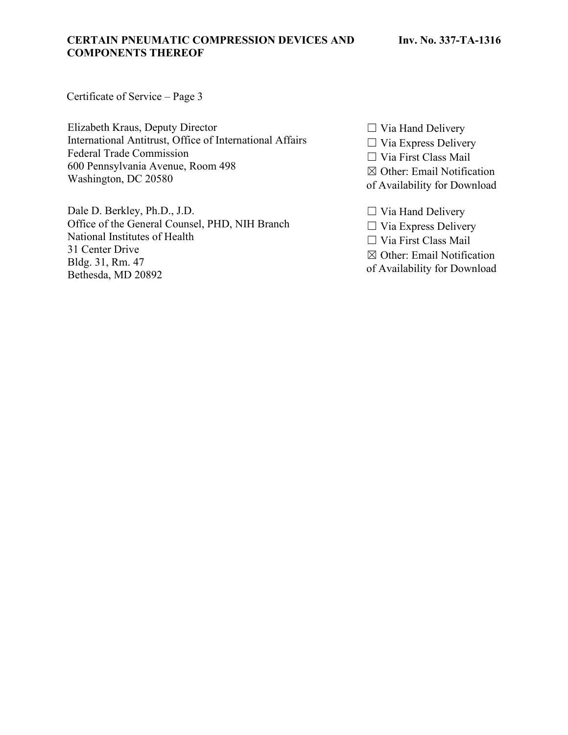Certificate of Service – Page 3

| | |
|---|---|
| Elizabeth Kraus, Deputy Director<br>International Antitrust, Office of International Affairs<br>Federal Trade Commission<br>600 Pennsylvania Avenue, Room 498<br>Washington, DC 20580 | ☐ Via Hand Delivery<br>☐ Via Express Delivery<br>☐ Via First Class Mail<br>☒ Other: Email Notification of Availability for Download |
| Dale D. Berkley, Ph.D., J.D.<br>Office of the General Counsel, PHD, NIH Branch<br>National Institutes of Health<br>31 Center Drive<br>Bldg. 31, Rm. 47<br>Bethesda, MD 20892 | ☐ Via Hand Delivery<br>☐ Via Express Delivery<br>☐ Via First Class Mail<br>☒ Other: Email Notification of Availability for Download |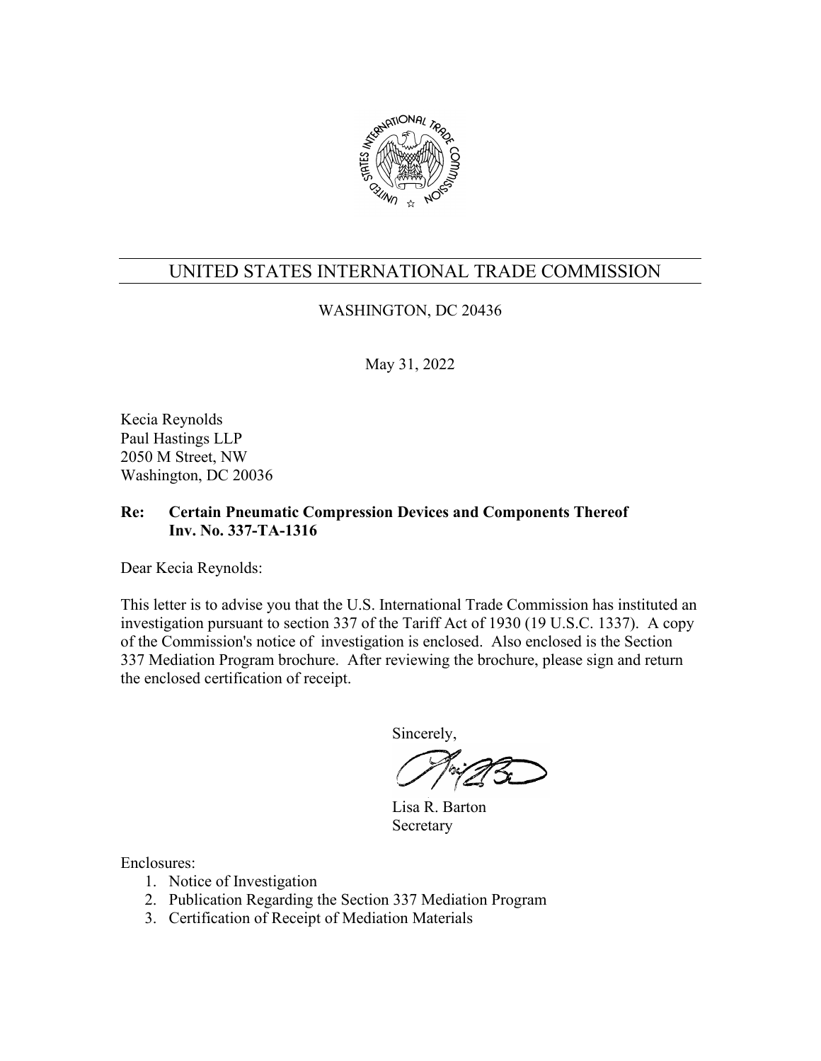# UNITED STATES INTERNATIONAL TRADE COMMISSION

WASHINGTON, DC 20436

May 31, 2022

Kecia Reynolds
Paul Hastings LLP
2050 M Street, NW
Washington, DC 20036

**Re: Certain Pneumatic Compression Devices and Components Thereof**
**Inv. No. 337-TA-1316**

Dear Kecia Reynolds:

This letter is to advise you that the U.S. International Trade Commission has instituted an investigation pursuant to section 337 of the Tariff Act of 1930 (19 U.S.C. 1337). A copy of the Commission's notice of investigation is enclosed. Also enclosed is the Section 337 Mediation Program brochure. After reviewing the brochure, please sign and return the enclosed certification of receipt.

Sincerely,

Lisa R. Barton
Secretary

Enclosures:

1. Notice of Investigation
2. Publication Regarding the Section 337 Mediation Program
3. Certification of Receipt of Mediation Materials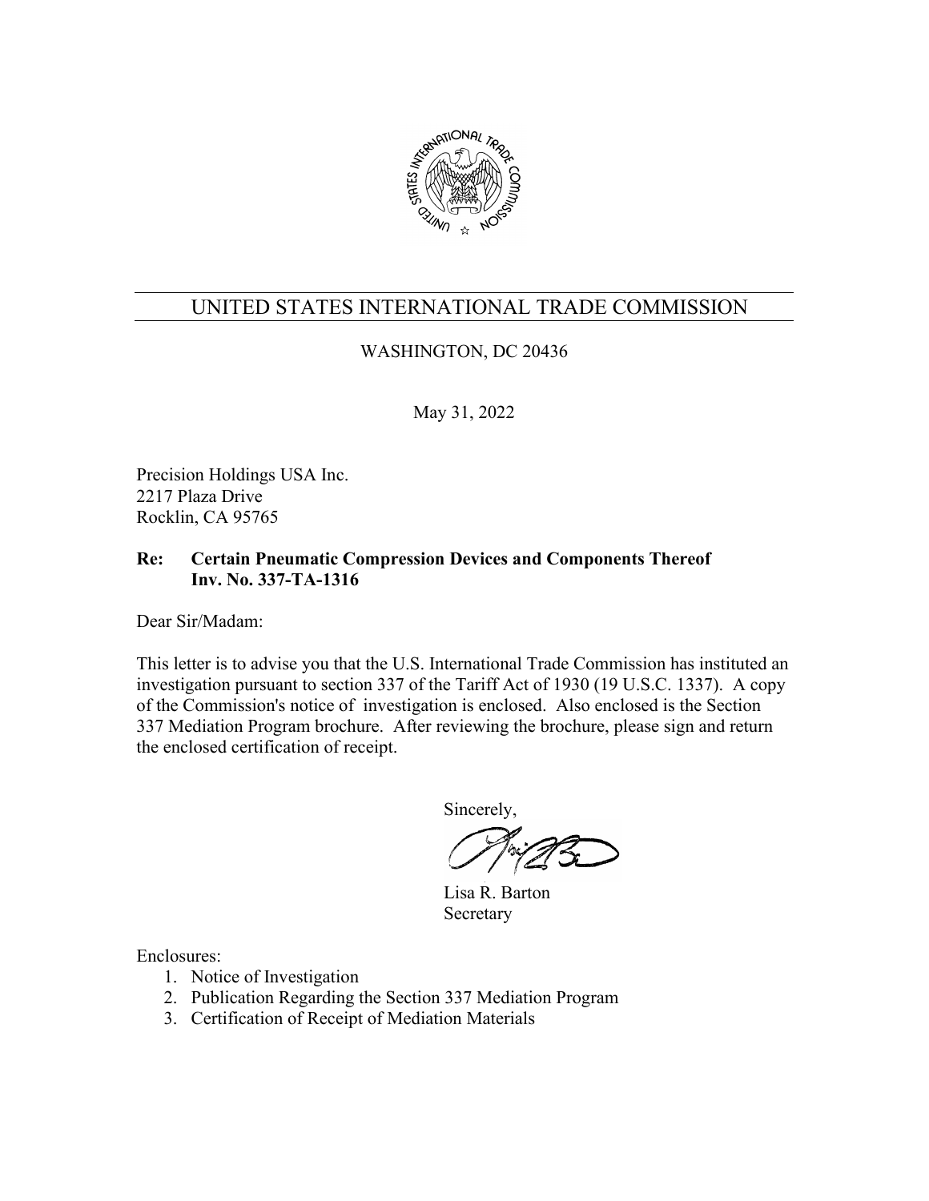# UNITED STATES INTERNATIONAL TRADE COMMISSION

WASHINGTON, DC 20436

May 31, 2022

Precision Holdings USA Inc.
2217 Plaza Drive
Rocklin, CA 95765

**Re: Certain Pneumatic Compression Devices and Components Thereof**
**Inv. No. 337-TA-1316**

Dear Sir/Madam:

This letter is to advise you that the U.S. International Trade Commission has instituted an investigation pursuant to section 337 of the Tariff Act of 1930 (19 U.S.C. 1337). A copy of the Commission's notice of investigation is enclosed. Also enclosed is the Section 337 Mediation Program brochure. After reviewing the brochure, please sign and return the enclosed certification of receipt.

Sincerely,

Lisa R. Barton
Secretary

Enclosures:

1. Notice of Investigation
2. Publication Regarding the Section 337 Mediation Program
3. Certification of Receipt of Mediation Materials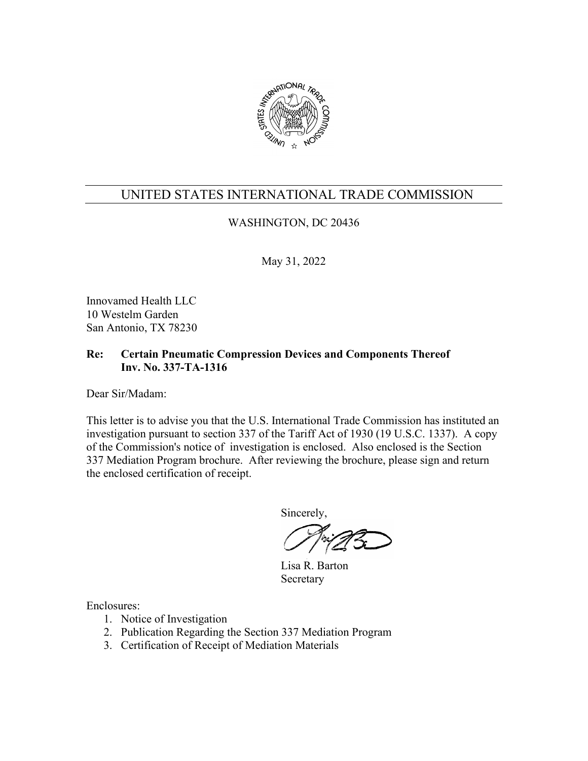# UNITED STATES INTERNATIONAL TRADE COMMISSION

WASHINGTON, DC 20436

May 31, 2022

Innovamed Health LLC
10 Westelm Garden
San Antonio, TX 78230

**Re: Certain Pneumatic Compression Devices and Components Thereof**
**Inv. No. 337-TA-1316**

Dear Sir/Madam:

This letter is to advise you that the U.S. International Trade Commission has instituted an investigation pursuant to section 337 of the Tariff Act of 1930 (19 U.S.C. 1337). A copy of the Commission's notice of investigation is enclosed. Also enclosed is the Section 337 Mediation Program brochure. After reviewing the brochure, please sign and return the enclosed certification of receipt.

Sincerely,

Lisa R. Barton
Secretary

Enclosures:

1. Notice of Investigation
2. Publication Regarding the Section 337 Mediation Program
3. Certification of Receipt of Mediation Materials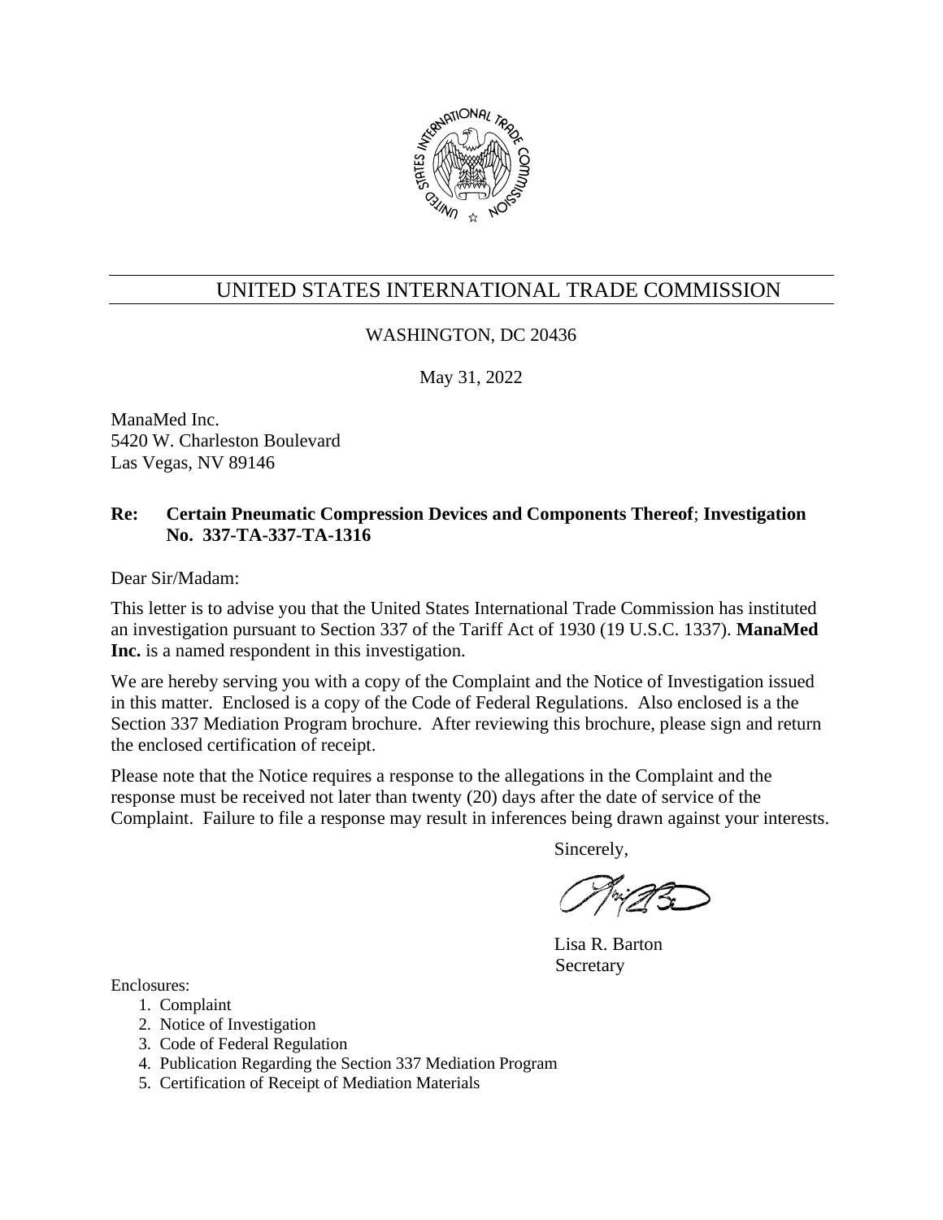# UNITED STATES INTERNATIONAL TRADE COMMISSION

WASHINGTON, DC 20436

May 31, 2022

ManaMed Inc.
5420 W. Charleston Boulevard
Las Vegas, NV 89146

**Re: Certain Pneumatic Compression Devices and Components Thereof; Investigation No. 337-TA-337-TA-1316**

Dear Sir/Madam:

This letter is to advise you that the United States International Trade Commission has instituted an investigation pursuant to Section 337 of the Tariff Act of 1930 (19 U.S.C. 1337). **ManaMed Inc.** is a named respondent in this investigation.

We are hereby serving you with a copy of the Complaint and the Notice of Investigation issued in this matter. Enclosed is a copy of the Code of Federal Regulations. Also enclosed is a the Section 337 Mediation Program brochure. After reviewing this brochure, please sign and return the enclosed certification of receipt.

Please note that the Notice requires a response to the allegations in the Complaint and the response must be received not later than twenty (20) days after the date of service of the Complaint. Failure to file a response may result in inferences being drawn against your interests.

Sincerely,

Lisa R. Barton
Secretary

Enclosures:

1. Complaint
2. Notice of Investigation
3. Code of Federal Regulation
4. Publication Regarding the Section 337 Mediation Program
5. Certification of Receipt of Mediation Materials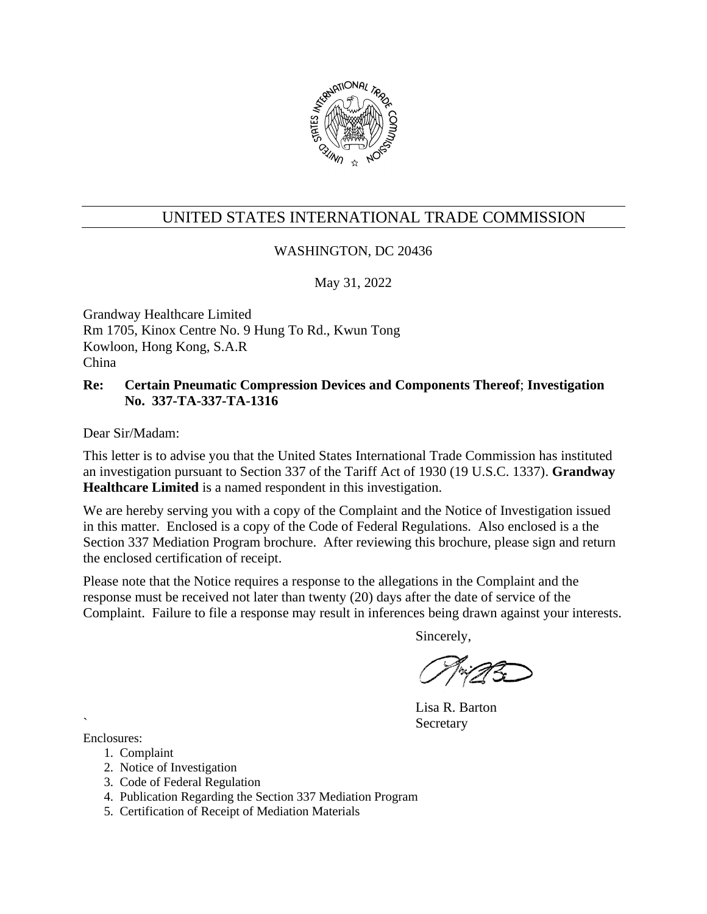# UNITED STATES INTERNATIONAL TRADE COMMISSION

WASHINGTON, DC 20436

May 31, 2022

Grandway Healthcare Limited
Rm 1705, Kinox Centre No. 9 Hung To Rd., Kwun Tong
Kowloon, Hong Kong, S.A.R
China

**Re: Certain Pneumatic Compression Devices and Components Thereof; Investigation No. 337-TA-337-TA-1316**

Dear Sir/Madam:

This letter is to advise you that the United States International Trade Commission has instituted an investigation pursuant to Section 337 of the Tariff Act of 1930 (19 U.S.C. 1337). **Grandway Healthcare Limited** is a named respondent in this investigation.

We are hereby serving you with a copy of the Complaint and the Notice of Investigation issued in this matter. Enclosed is a copy of the Code of Federal Regulations. Also enclosed is a the Section 337 Mediation Program brochure. After reviewing this brochure, please sign and return the enclosed certification of receipt.

Please note that the Notice requires a response to the allegations in the Complaint and the response must be received not later than twenty (20) days after the date of service of the Complaint. Failure to file a response may result in inferences being drawn against your interests.

Sincerely,

Lisa R. Barton
Secretary

`

Enclosures:

1. Complaint
2. Notice of Investigation
3. Code of Federal Regulation
4. Publication Regarding the Section 337 Mediation Program
5. Certification of Receipt of Mediation Materials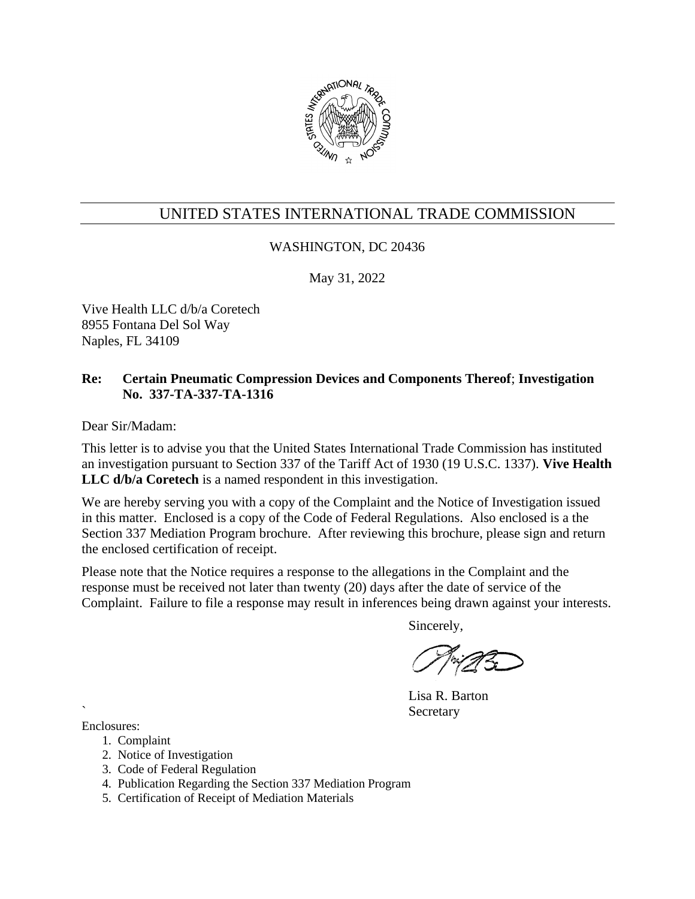# UNITED STATES INTERNATIONAL TRADE COMMISSION

WASHINGTON, DC 20436

May 31, 2022

Vive Health LLC d/b/a Coretech
8955 Fontana Del Sol Way
Naples, FL 34109

**Re: Certain Pneumatic Compression Devices and Components Thereof**; **Investigation No. 337-TA-337-TA-1316**

Dear Sir/Madam:

This letter is to advise you that the United States International Trade Commission has instituted an investigation pursuant to Section 337 of the Tariff Act of 1930 (19 U.S.C. 1337). **Vive Health LLC d/b/a Coretech** is a named respondent in this investigation.

We are hereby serving you with a copy of the Complaint and the Notice of Investigation issued in this matter. Enclosed is a copy of the Code of Federal Regulations. Also enclosed is a the Section 337 Mediation Program brochure. After reviewing this brochure, please sign and return the enclosed certification of receipt.

Please note that the Notice requires a response to the allegations in the Complaint and the response must be received not later than twenty (20) days after the date of service of the Complaint. Failure to file a response may result in inferences being drawn against your interests.

Sincerely,

Lisa R. Barton
Secretary

Enclosures:

1. Complaint
2. Notice of Investigation
3. Code of Federal Regulation
4. Publication Regarding the Section 337 Mediation Program
5. Certification of Receipt of Mediation Materials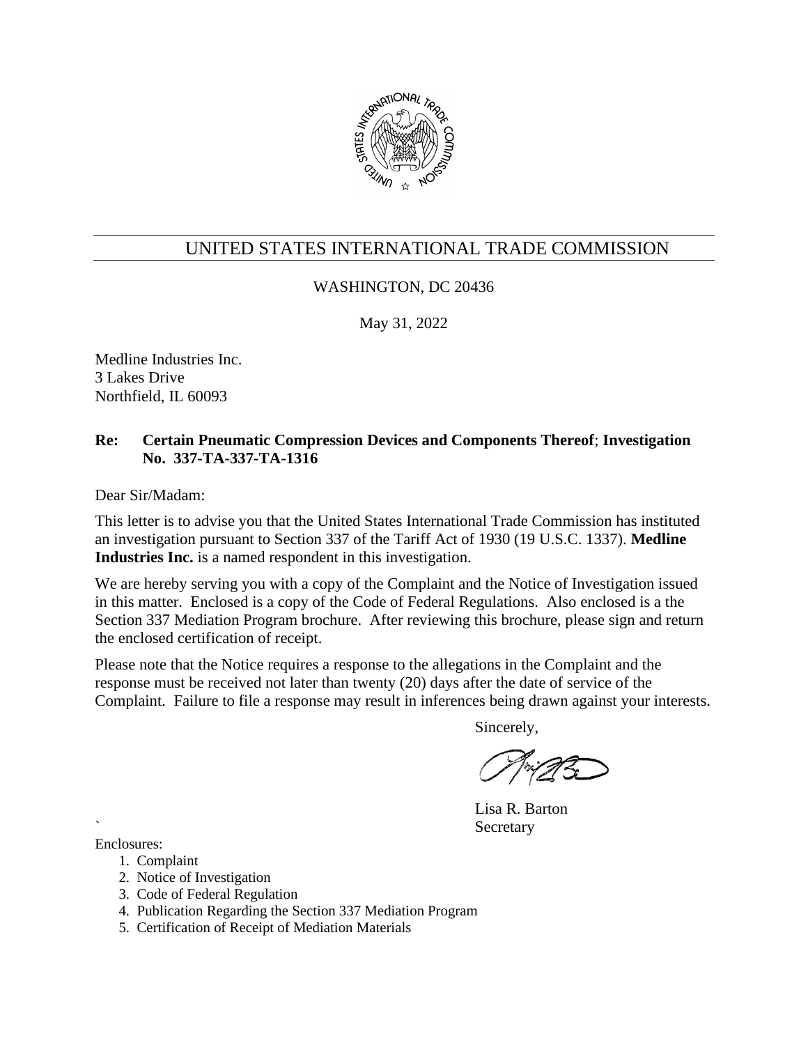# UNITED STATES INTERNATIONAL TRADE COMMISSION

WASHINGTON, DC 20436

May 31, 2022

Medline Industries Inc.
3 Lakes Drive
Northfield, IL 60093

**Re: Certain Pneumatic Compression Devices and Components Thereof; Investigation No. 337-TA-337-TA-1316**

Dear Sir/Madam:

This letter is to advise you that the United States International Trade Commission has instituted an investigation pursuant to Section 337 of the Tariff Act of 1930 (19 U.S.C. 1337). **Medline Industries Inc.** is a named respondent in this investigation.

We are hereby serving you with a copy of the Complaint and the Notice of Investigation issued in this matter. Enclosed is a copy of the Code of Federal Regulations. Also enclosed is a the Section 337 Mediation Program brochure. After reviewing this brochure, please sign and return the enclosed certification of receipt.

Please note that the Notice requires a response to the allegations in the Complaint and the response must be received not later than twenty (20) days after the date of service of the Complaint. Failure to file a response may result in inferences being drawn against your interests.

Sincerely,

Lisa R. Barton
Secretary

Enclosures:

1. Complaint
2. Notice of Investigation
3. Code of Federal Regulation
4. Publication Regarding the Section 337 Mediation Program
5. Certification of Receipt of Mediation Materials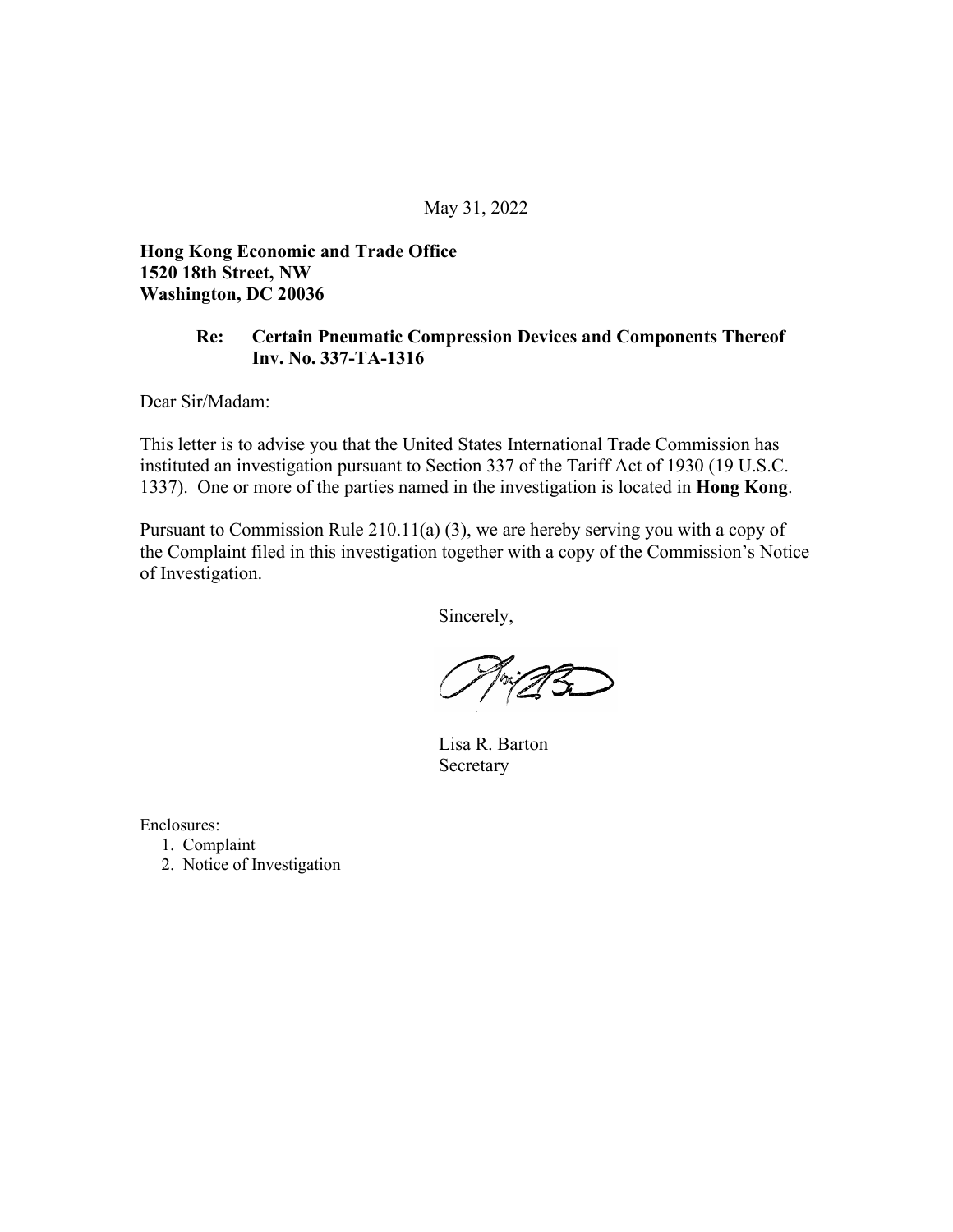May 31, 2022

**Hong Kong Economic and Trade Office**
**1520 18th Street, NW**
**Washington, DC 20036**

**Re: Certain Pneumatic Compression Devices and Components Thereof**
**Inv. No. 337-TA-1316**

Dear Sir/Madam:

This letter is to advise you that the United States International Trade Commission has instituted an investigation pursuant to Section 337 of the Tariff Act of 1930 (19 U.S.C. 1337). One or more of the parties named in the investigation is located in **Hong Kong**.

Pursuant to Commission Rule 210.11(a) (3), we are hereby serving you with a copy of the Complaint filed in this investigation together with a copy of the Commission's Notice of Investigation.

Sincerely,

Lisa R. Barton
Secretary

Enclosures:

1. Complaint
2. Notice of Investigation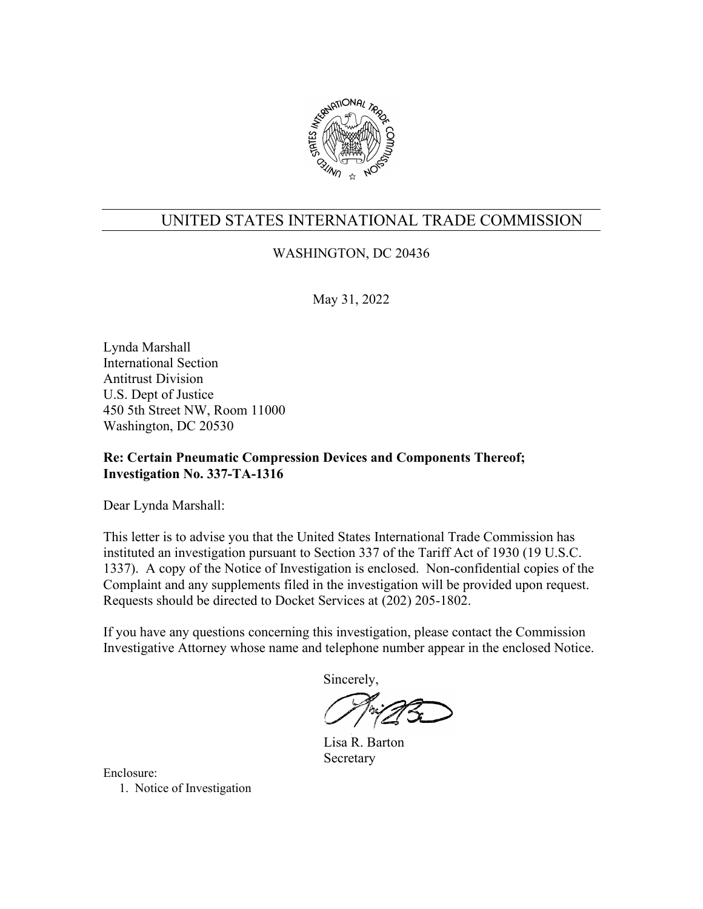# UNITED STATES INTERNATIONAL TRADE COMMISSION

WASHINGTON, DC 20436

May 31, 2022

Lynda Marshall
International Section
Antitrust Division
U.S. Dept of Justice
450 5th Street NW, Room 11000
Washington, DC 20530

**Re: Certain Pneumatic Compression Devices and Components Thereof; Investigation No. 337-TA-1316**

Dear Lynda Marshall:

This letter is to advise you that the United States International Trade Commission has instituted an investigation pursuant to Section 337 of the Tariff Act of 1930 (19 U.S.C. 1337). A copy of the Notice of Investigation is enclosed. Non-confidential copies of the Complaint and any supplements filed in the investigation will be provided upon request. Requests should be directed to Docket Services at (202) 205-1802.

If you have any questions concerning this investigation, please contact the Commission Investigative Attorney whose name and telephone number appear in the enclosed Notice.

Sincerely,

Lisa R. Barton
Secretary

Enclosure:

1. Notice of Investigation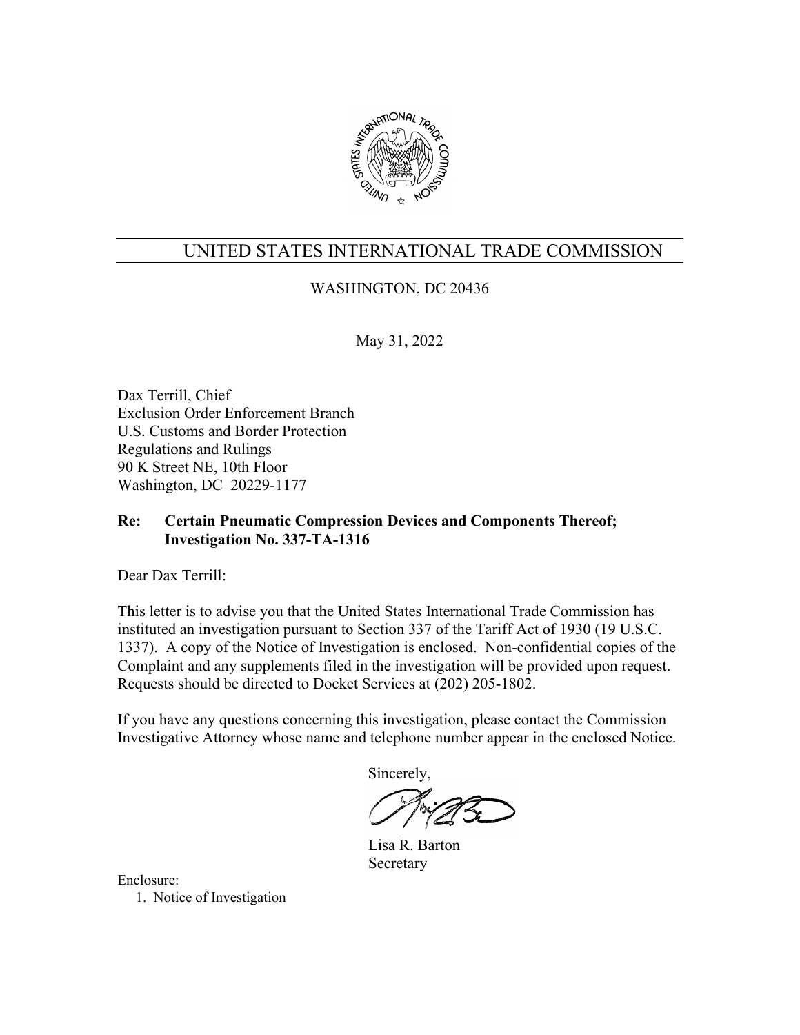# UNITED STATES INTERNATIONAL TRADE COMMISSION

WASHINGTON, DC 20436

May 31, 2022

Dax Terrill, Chief
Exclusion Order Enforcement Branch
U.S. Customs and Border Protection
Regulations and Rulings
90 K Street NE, 10th Floor
Washington, DC 20229-1177

**Re: Certain Pneumatic Compression Devices and Components Thereof; Investigation No. 337-TA-1316**

Dear Dax Terrill:

This letter is to advise you that the United States International Trade Commission has instituted an investigation pursuant to Section 337 of the Tariff Act of 1930 (19 U.S.C. 1337). A copy of the Notice of Investigation is enclosed. Non-confidential copies of the Complaint and any supplements filed in the investigation will be provided upon request. Requests should be directed to Docket Services at (202) 205-1802.

If you have any questions concerning this investigation, please contact the Commission Investigative Attorney whose name and telephone number appear in the enclosed Notice.

Sincerely,

Lisa R. Barton
Secretary

Enclosure:

1. Notice of Investigation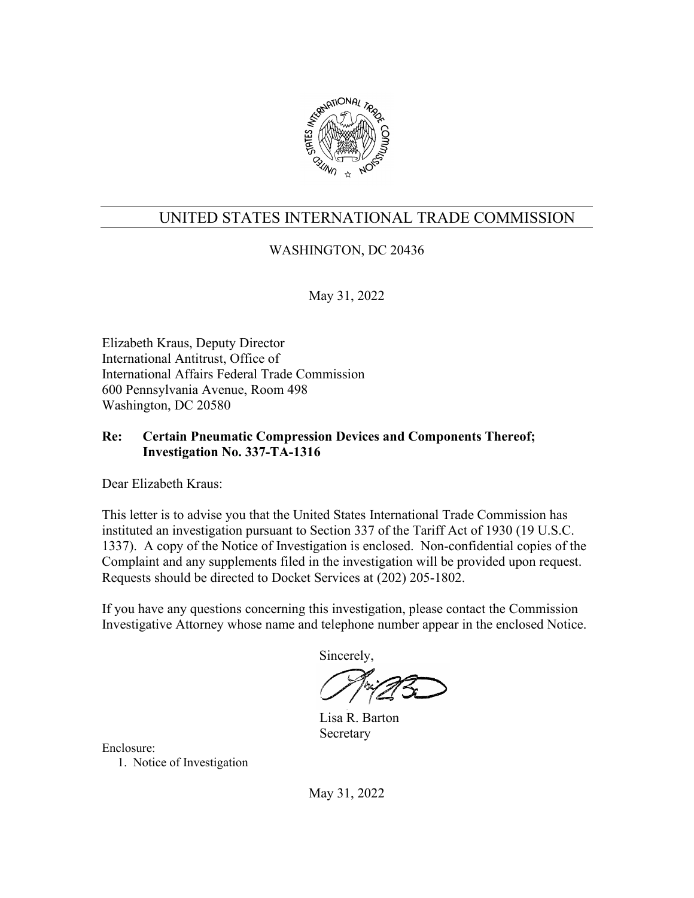UNITED STATES INTERNATIONAL TRADE COMMISSION

WASHINGTON, DC 20436

May 31, 2022

Elizabeth Kraus, Deputy Director
International Antitrust, Office of
International Affairs Federal Trade Commission
600 Pennsylvania Avenue, Room 498
Washington, DC 20580

**Re: Certain Pneumatic Compression Devices and Components Thereof; Investigation No. 337-TA-1316**

Dear Elizabeth Kraus:

This letter is to advise you that the United States International Trade Commission has instituted an investigation pursuant to Section 337 of the Tariff Act of 1930 (19 U.S.C. 1337). A copy of the Notice of Investigation is enclosed. Non-confidential copies of the Complaint and any supplements filed in the investigation will be provided upon request. Requests should be directed to Docket Services at (202) 205-1802.

If you have any questions concerning this investigation, please contact the Commission Investigative Attorney whose name and telephone number appear in the enclosed Notice.

Sincerely,

Lisa R. Barton
Secretary

Enclosure:

1. Notice of Investigation

May 31, 2022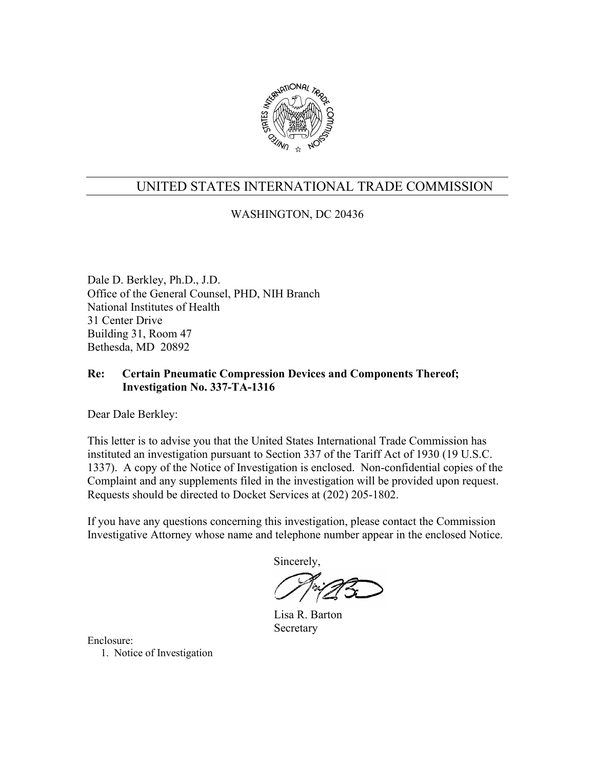# UNITED STATES INTERNATIONAL TRADE COMMISSION

WASHINGTON, DC 20436

Dale D. Berkley, Ph.D., J.D.
Office of the General Counsel, PHD, NIH Branch
National Institutes of Health
31 Center Drive
Building 31, Room 47
Bethesda, MD 20892

**Re: Certain Pneumatic Compression Devices and Components Thereof; Investigation No. 337-TA-1316**

Dear Dale Berkley:

This letter is to advise you that the United States International Trade Commission has instituted an investigation pursuant to Section 337 of the Tariff Act of 1930 (19 U.S.C. 1337). A copy of the Notice of Investigation is enclosed. Non-confidential copies of the Complaint and any supplements filed in the investigation will be provided upon request. Requests should be directed to Docket Services at (202) 205-1802.

If you have any questions concerning this investigation, please contact the Commission Investigative Attorney whose name and telephone number appear in the enclosed Notice.

Sincerely,

Lisa R. Barton
Secretary

Enclosure:

1. Notice of Investigation